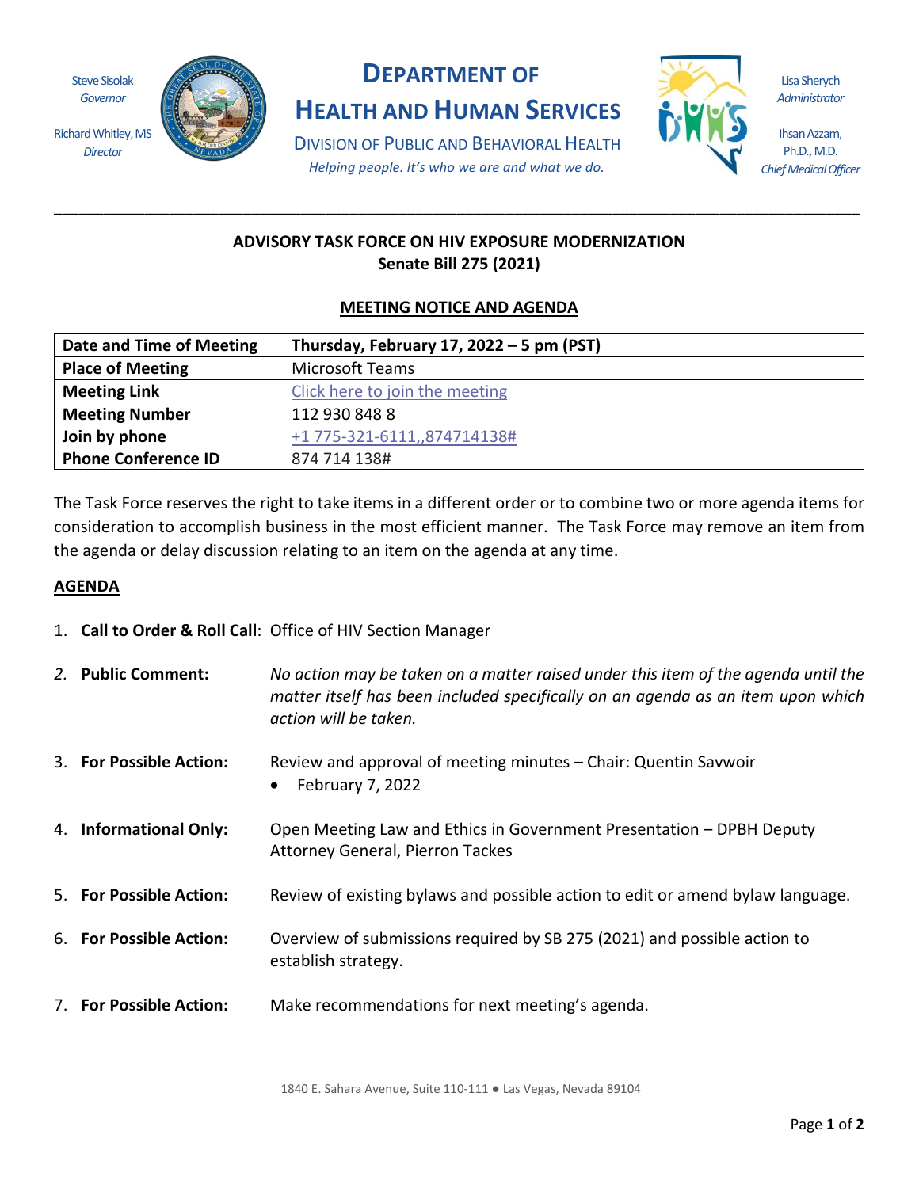Steve Sisolak
*Governor*

Richard Whitley, MS
*Director*

# DEPARTMENT OF HEALTH AND HUMAN SERVICES

DIVISION OF PUBLIC AND BEHAVIORAL HEALTH

*Helping people. It's who we are and what we do.*

Lisa Sherych
*Administrator*

Ihsan Azzam, Ph.D., M.D.
*Chief Medical Officer*

---

## ADVISORY TASK FORCE ON HIV EXPOSURE MODERNIZATION
## Senate Bill 275 (2021)

### MEETING NOTICE AND AGENDA

| **Date and Time of Meeting** | **Thursday, February 17, 2022 – 5 pm (PST)** |
|---|---|
| **Place of Meeting** | Microsoft Teams |
| **Meeting Link** | Click here to join the meeting |
| **Meeting Number** | 112 930 848 8 |
| **Join by phone** | +1 775-321-6111,,874714138# |
| **Phone Conference ID** | 874 714 138# |

The Task Force reserves the right to take items in a different order or to combine two or more agenda items for consideration to accomplish business in the most efficient manner. The Task Force may remove an item from the agenda or delay discussion relating to an item on the agenda at any time.

### AGENDA

1. **Call to Order & Roll Call**: Office of HIV Section Manager

2. **Public Comment:** *No action may be taken on a matter raised under this item of the agenda until the matter itself has been included specifically on an agenda as an item upon which action will be taken.*

3. **For Possible Action:** Review and approval of meeting minutes – Chair: Quentin Savwoir
   - February 7, 2022

4. **Informational Only:** Open Meeting Law and Ethics in Government Presentation – DPBH Deputy Attorney General, Pierron Tackes

5. **For Possible Action:** Review of existing bylaws and possible action to edit or amend bylaw language.

6. **For Possible Action:** Overview of submissions required by SB 275 (2021) and possible action to establish strategy.

7. **For Possible Action:** Make recommendations for next meeting's agenda.

1840 E. Sahara Avenue, Suite 110-111 ● Las Vegas, Nevada 89104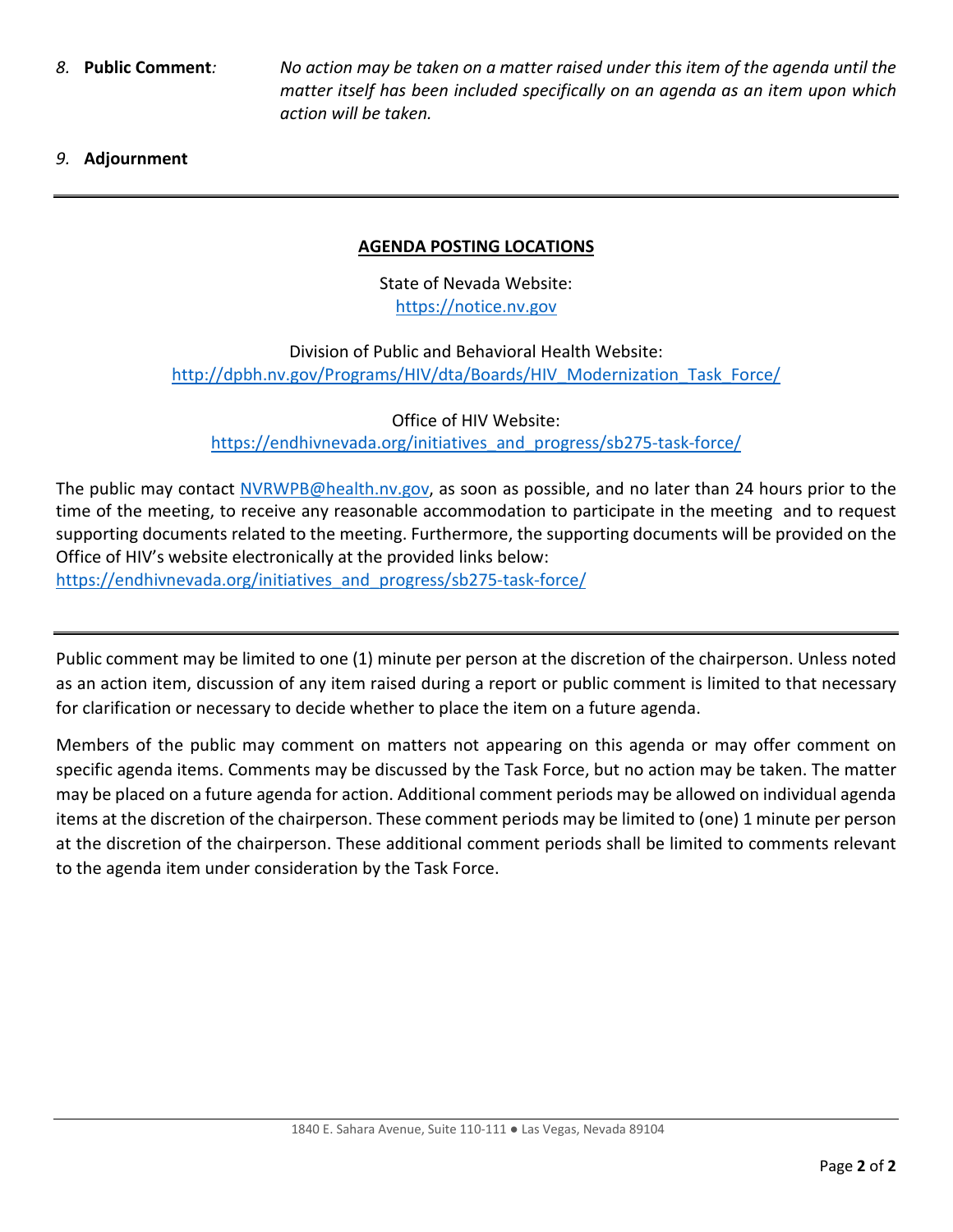8. **Public Comment***:* *No action may be taken on a matter raised under this item of the agenda until the matter itself has been included specifically on an agenda as an item upon which action will be taken.*

9. **Adjournment**

---

**AGENDA POSTING LOCATIONS**

State of Nevada Website:
https://notice.nv.gov

Division of Public and Behavioral Health Website:
http://dpbh.nv.gov/Programs/HIV/dta/Boards/HIV_Modernization_Task_Force/

Office of HIV Website:
https://endhivnevada.org/initiatives_and_progress/sb275-task-force/

The public may contact NVRWPB@health.nv.gov, as soon as possible, and no later than 24 hours prior to the time of the meeting, to receive any reasonable accommodation to participate in the meeting and to request supporting documents related to the meeting. Furthermore, the supporting documents will be provided on the Office of HIV's website electronically at the provided links below:
https://endhivnevada.org/initiatives_and_progress/sb275-task-force/

---

Public comment may be limited to one (1) minute per person at the discretion of the chairperson. Unless noted as an action item, discussion of any item raised during a report or public comment is limited to that necessary for clarification or necessary to decide whether to place the item on a future agenda.

Members of the public may comment on matters not appearing on this agenda or may offer comment on specific agenda items. Comments may be discussed by the Task Force, but no action may be taken. The matter may be placed on a future agenda for action. Additional comment periods may be allowed on individual agenda items at the discretion of the chairperson. These comment periods may be limited to (one) 1 minute per person at the discretion of the chairperson. These additional comment periods shall be limited to comments relevant to the agenda item under consideration by the Task Force.

1840 E. Sahara Avenue, Suite 110-111 ● Las Vegas, Nevada 89104